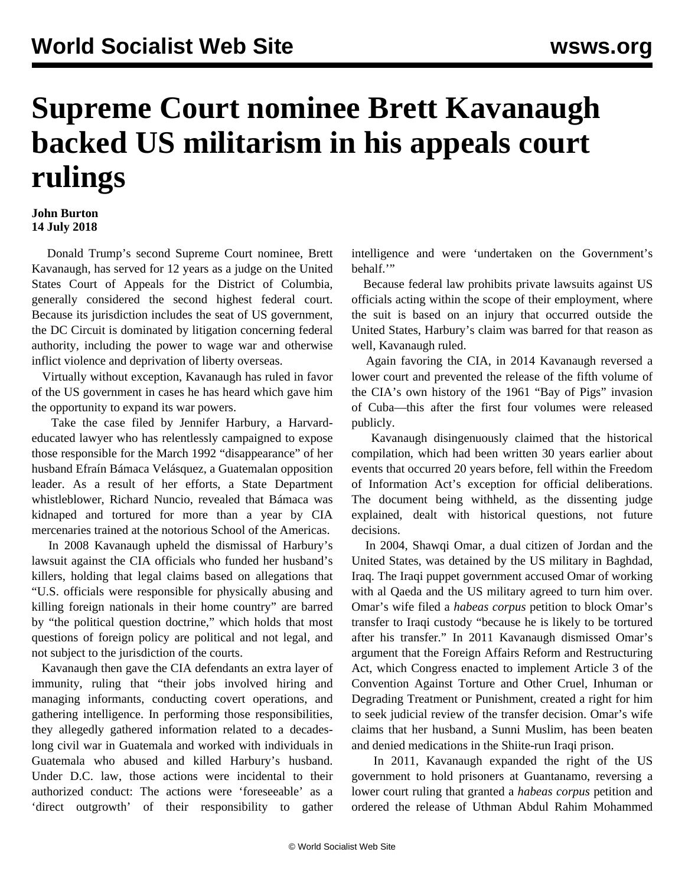# Supreme Court nominee Brett Kavanaugh backed US militarism in his appeals court rulings

**John Burton**
**14 July 2018**

Donald Trump's second Supreme Court nominee, Brett Kavanaugh, has served for 12 years as a judge on the United States Court of Appeals for the District of Columbia, generally considered the second highest federal court. Because its jurisdiction includes the seat of US government, the DC Circuit is dominated by litigation concerning federal authority, including the power to wage war and otherwise inflict violence and deprivation of liberty overseas.

Virtually without exception, Kavanaugh has ruled in favor of the US government in cases he has heard which gave him the opportunity to expand its war powers.

Take the case filed by Jennifer Harbury, a Harvard-educated lawyer who has relentlessly campaigned to expose those responsible for the March 1992 "disappearance" of her husband Efraín Bámaca Velásquez, a Guatemalan opposition leader. As a result of her efforts, a State Department whistleblower, Richard Nuncio, revealed that Bámaca was kidnaped and tortured for more than a year by CIA mercenaries trained at the notorious School of the Americas.

In 2008 Kavanaugh upheld the dismissal of Harbury's lawsuit against the CIA officials who funded her husband's killers, holding that legal claims based on allegations that "U.S. officials were responsible for physically abusing and killing foreign nationals in their home country" are barred by "the political question doctrine," which holds that most questions of foreign policy are political and not legal, and not subject to the jurisdiction of the courts.

Kavanaugh then gave the CIA defendants an extra layer of immunity, ruling that "their jobs involved hiring and managing informants, conducting covert operations, and gathering intelligence. In performing those responsibilities, they allegedly gathered information related to a decades-long civil war in Guatemala and worked with individuals in Guatemala who abused and killed Harbury's husband. Under D.C. law, those actions were incidental to their authorized conduct: The actions were 'foreseeable' as a 'direct outgrowth' of their responsibility to gather intelligence and were 'undertaken on the Government's behalf.'"

Because federal law prohibits private lawsuits against US officials acting within the scope of their employment, where the suit is based on an injury that occurred outside the United States, Harbury's claim was barred for that reason as well, Kavanaugh ruled.

Again favoring the CIA, in 2014 Kavanaugh reversed a lower court and prevented the release of the fifth volume of the CIA's own history of the 1961 "Bay of Pigs" invasion of Cuba—this after the first four volumes were released publicly.

Kavanaugh disingenuously claimed that the historical compilation, which had been written 30 years earlier about events that occurred 20 years before, fell within the Freedom of Information Act's exception for official deliberations. The document being withheld, as the dissenting judge explained, dealt with historical questions, not future decisions.

In 2004, Shawqi Omar, a dual citizen of Jordan and the United States, was detained by the US military in Baghdad, Iraq. The Iraqi puppet government accused Omar of working with al Qaeda and the US military agreed to turn him over. Omar's wife filed a *habeas corpus* petition to block Omar's transfer to Iraqi custody "because he is likely to be tortured after his transfer." In 2011 Kavanaugh dismissed Omar's argument that the Foreign Affairs Reform and Restructuring Act, which Congress enacted to implement Article 3 of the Convention Against Torture and Other Cruel, Inhuman or Degrading Treatment or Punishment, created a right for him to seek judicial review of the transfer decision. Omar's wife claims that her husband, a Sunni Muslim, has been beaten and denied medications in the Shiite-run Iraqi prison.

In 2011, Kavanaugh expanded the right of the US government to hold prisoners at Guantanamo, reversing a lower court ruling that granted a *habeas corpus* petition and ordered the release of Uthman Abdul Rahim Mohammed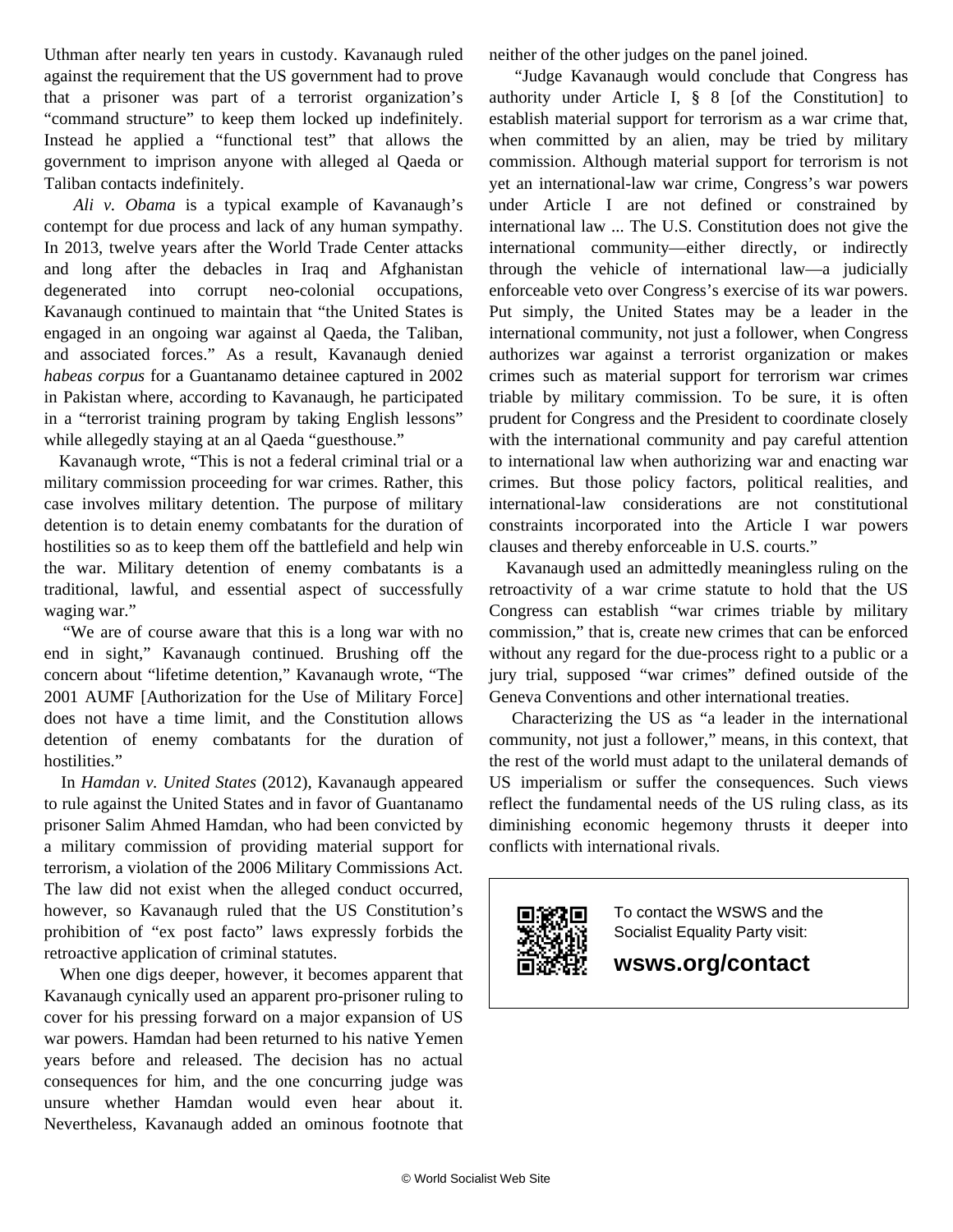Uthman after nearly ten years in custody. Kavanaugh ruled against the requirement that the US government had to prove that a prisoner was part of a terrorist organization's "command structure" to keep them locked up indefinitely. Instead he applied a "functional test" that allows the government to imprison anyone with alleged al Qaeda or Taliban contacts indefinitely.

*Ali v. Obama* is a typical example of Kavanaugh's contempt for due process and lack of any human sympathy. In 2013, twelve years after the World Trade Center attacks and long after the debacles in Iraq and Afghanistan degenerated into corrupt neo-colonial occupations, Kavanaugh continued to maintain that "the United States is engaged in an ongoing war against al Qaeda, the Taliban, and associated forces." As a result, Kavanaugh denied *habeas corpus* for a Guantanamo detainee captured in 2002 in Pakistan where, according to Kavanaugh, he participated in a "terrorist training program by taking English lessons" while allegedly staying at an al Qaeda "guesthouse."

Kavanaugh wrote, "This is not a federal criminal trial or a military commission proceeding for war crimes. Rather, this case involves military detention. The purpose of military detention is to detain enemy combatants for the duration of hostilities so as to keep them off the battlefield and help win the war. Military detention of enemy combatants is a traditional, lawful, and essential aspect of successfully waging war."

"We are of course aware that this is a long war with no end in sight," Kavanaugh continued. Brushing off the concern about "lifetime detention," Kavanaugh wrote, "The 2001 AUMF [Authorization for the Use of Military Force] does not have a time limit, and the Constitution allows detention of enemy combatants for the duration of hostilities."

In *Hamdan v. United States* (2012), Kavanaugh appeared to rule against the United States and in favor of Guantanamo prisoner Salim Ahmed Hamdan, who had been convicted by a military commission of providing material support for terrorism, a violation of the 2006 Military Commissions Act. The law did not exist when the alleged conduct occurred, however, so Kavanaugh ruled that the US Constitution's prohibition of "ex post facto" laws expressly forbids the retroactive application of criminal statutes.

When one digs deeper, however, it becomes apparent that Kavanaugh cynically used an apparent pro-prisoner ruling to cover for his pressing forward on a major expansion of US war powers. Hamdan had been returned to his native Yemen years before and released. The decision has no actual consequences for him, and the one concurring judge was unsure whether Hamdan would even hear about it. Nevertheless, Kavanaugh added an ominous footnote that neither of the other judges on the panel joined.

"Judge Kavanaugh would conclude that Congress has authority under Article I, § 8 [of the Constitution] to establish material support for terrorism as a war crime that, when committed by an alien, may be tried by military commission. Although material support for terrorism is not yet an international-law war crime, Congress's war powers under Article I are not defined or constrained by international law ... The U.S. Constitution does not give the international community—either directly, or indirectly through the vehicle of international law—a judicially enforceable veto over Congress's exercise of its war powers. Put simply, the United States may be a leader in the international community, not just a follower, when Congress authorizes war against a terrorist organization or makes crimes such as material support for terrorism war crimes triable by military commission. To be sure, it is often prudent for Congress and the President to coordinate closely with the international community and pay careful attention to international law when authorizing war and enacting war crimes. But those policy factors, political realities, and international-law considerations are not constitutional constraints incorporated into the Article I war powers clauses and thereby enforceable in U.S. courts."

Kavanaugh used an admittedly meaningless ruling on the retroactivity of a war crime statute to hold that the US Congress can establish "war crimes triable by military commission," that is, create new crimes that can be enforced without any regard for the due-process right to a public or a jury trial, supposed "war crimes" defined outside of the Geneva Conventions and other international treaties.

Characterizing the US as "a leader in the international community, not just a follower," means, in this context, that the rest of the world must adapt to the unilateral demands of US imperialism or suffer the consequences. Such views reflect the fundamental needs of the US ruling class, as its diminishing economic hegemony thrusts it deeper into conflicts with international rivals.

To contact the WSWS and the Socialist Equality Party visit:

**wsws.org/contact**